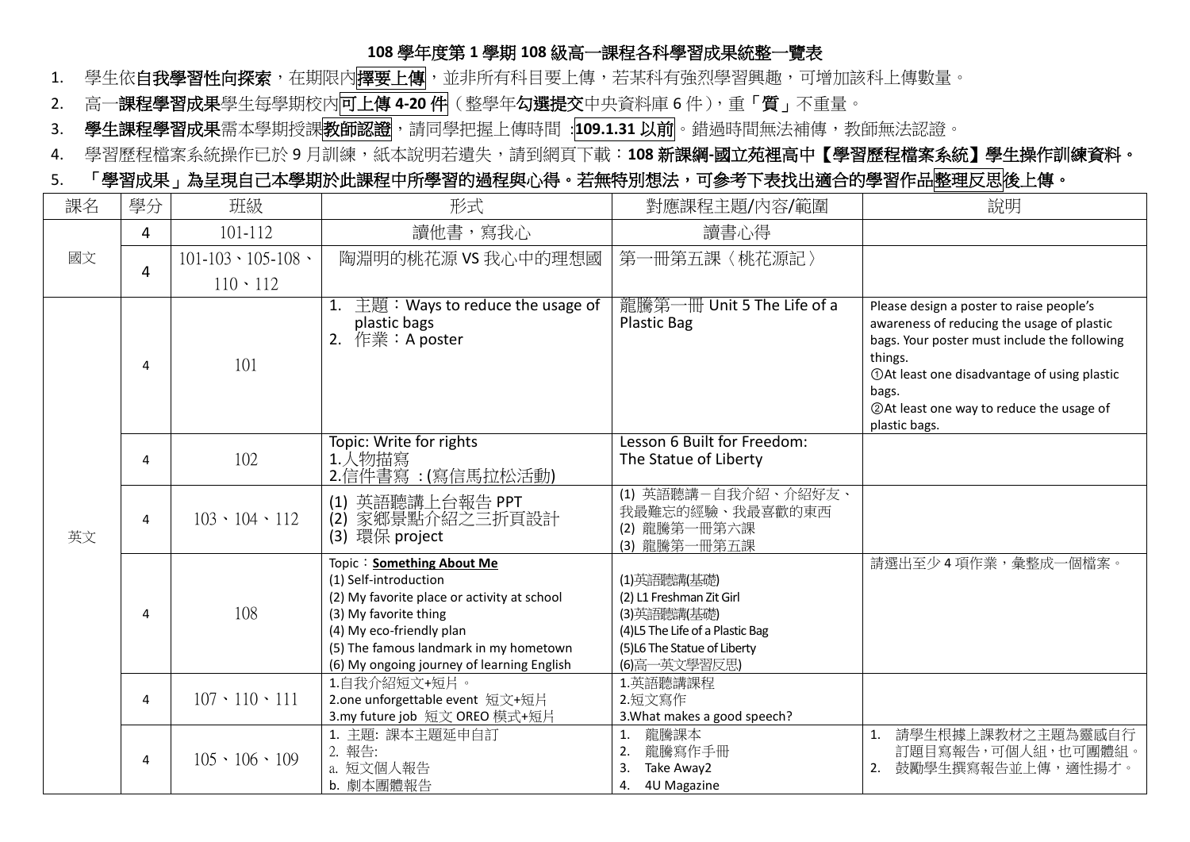# 108 學年度第 1 學期 108 級高一課程各科學習成果統整一覽表

1. 學生依**自我學習性向探索**，在期限內**擇要上傳**，並非所有科目要上傳，若某科有強烈學習興趣，可增加該科上傳數量。
2. 高一**課程學習成果**學生每學期校內**可上傳 4-20 件**（整學年**勾選提交**中央資料庫 6 件），重「**質**」不重量。
3. **學生課程學習成果**需本學期授課**教師認證**，請同學把握上傳時間 :**109.1.31 以前**。錯過時間無法補傳，教師無法認證。
4. 學習歷程檔案系統操作已於 9 月訓練，紙本說明若遺失，請到網頁下載：**108 新課綱-國立苑裡高中【學習歷程檔案系統】學生操作訓練資料。**
5. **「學習成果」為呈現自己本學期於此課程中所學習的過程與心得。若無特別想法，可參考下表找出適合的學習作品整理反思後上傳。**

| 課名 | 學分 | 班級 | 形式 | 對應課程主題/內容/範圍 | 說明 |
|---|---|---|---|---|---|
| 國文 | 4 | 101-112 | 讀他書，寫我心 | 讀書心得 | |
| | 4 | 101-103、105-108、110、112 | 陶淵明的桃花源 VS 我心中的理想國 | 第一冊第五課〈桃花源記〉 | |
| 英文 | 4 | 101 | 1. 主題：Ways to reduce the usage of plastic bags<br>2. 作業：A poster | 龍騰第一冊 Unit 5 The Life of a Plastic Bag | Please design a poster to raise people's awareness of reducing the usage of plastic bags. Your poster must include the following things.<br>①At least one disadvantage of using plastic bags.<br>②At least one way to reduce the usage of plastic bags. |
| | 4 | 102 | Topic: Write for rights<br>1.人物描寫<br>2.信件書寫 :(寫信馬拉松活動) | Lesson 6 Built for Freedom: The Statue of Liberty | |
| | 4 | 103、104、112 | (1) 英語聽講上台報告 PPT<br>(2) 家鄉景點介紹之三折頁設計<br>(3) 環保 project | (1) 英語聽講－自我介紹、介紹好友、我最難忘的經驗、我最喜歡的東西<br>(2) 龍騰第一冊第六課<br>(3) 龍騰第一冊第五課 | |
| | 4 | 108 | Topic：**Something About Me**<br>(1) Self-introduction<br>(2) My favorite place or activity at school<br>(3) My favorite thing<br>(4) My eco-friendly plan<br>(5) The famous landmark in my hometown<br>(6) My ongoing journey of learning English | (1)英語聽講(基礎)<br>(2) L1 Freshman Zit Girl<br>(3)英語聽講(基礎)<br>(4)L5 The Life of a Plastic Bag<br>(5)L6 The Statue of Liberty<br>(6)高一英文學習反思) | 請選出至少 4 項作業，彙整成一個檔案。 |
| | 4 | 107、110、111 | 1.自我介紹短文+短片。<br>2.one unforgettable event 短文+短片<br>3.my future job 短文 OREO 模式+短片 | 1.英語聽講課程<br>2.短文寫作<br>3.What makes a good speech? | |
| | 4 | 105、106、109 | 1. 主題: 課本主題延申自訂<br>2. 報告:<br>a. 短文個人報告<br>b. 劇本團體報告 | 1. 龍騰課本<br>2. 龍騰寫作手冊<br>3. Take Away2<br>4. 4U Magazine | 1. 請學生根據上課教材之主題為靈感自行訂題目寫報告，可個人組，也可團體組。<br>2. 鼓勵學生撰寫報告並上傳，適性揚才。 |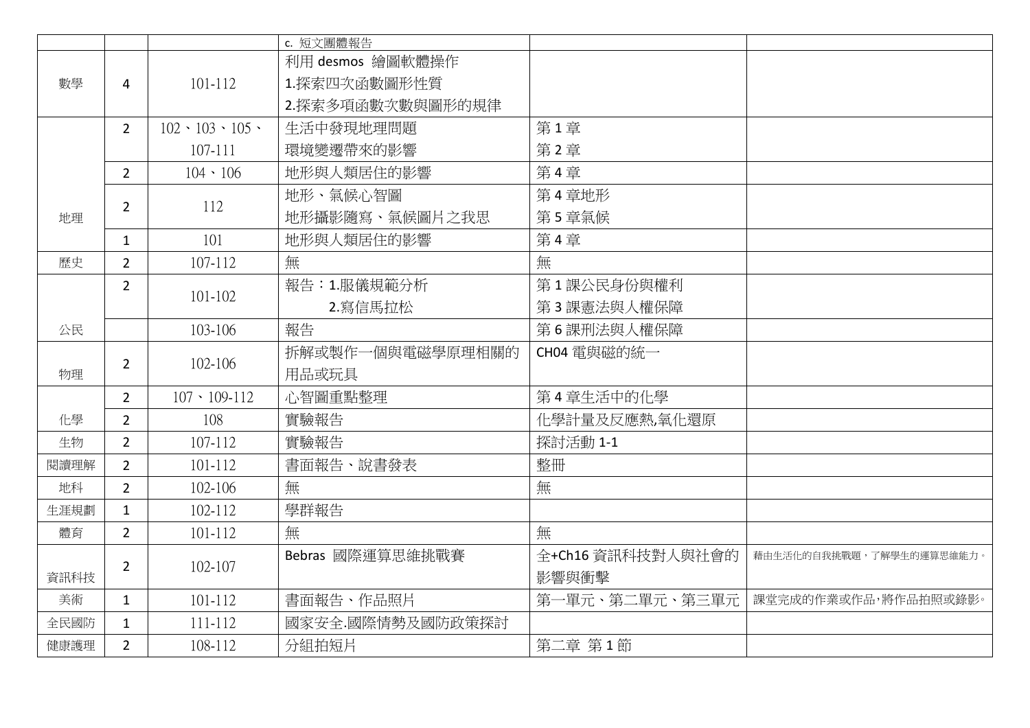| | | | | | |
|---|---|---|---|---|---|
| | | | c. 短文團體報告 | | |
| 數學 | 4 | 101-112 | 利用 desmos 繪圖軟體操作<br>1.探索四次函數圖形性質<br>2.探索多項函數次數與圖形的規律 | | |
| 地理 | 2 | 102、103、105、107-111 | 生活中發現地理問題<br>環境變遷帶來的影響 | 第 1 章<br>第 2 章 | |
| | 2 | 104、106 | 地形與人類居住的影響 | 第 4 章 | |
| | 2 | 112 | 地形、氣候心智圖<br>地形攝影隨寫、氣候圖片之我思 | 第 4 章地形<br>第 5 章氣候 | |
| | 1 | 101 | 地形與人類居住的影響 | 第 4 章 | |
| 歷史 | 2 | 107-112 | 無 | 無 | |
| 公民 | 2 | 101-102 | 報告：1.服儀規範分析<br>2.寫信馬拉松 | 第 1 課公民身份與權利<br>第 3 課憲法與人權保障 | |
| | | 103-106 | 報告 | 第 6 課刑法與人權保障 | |
| 物理 | 2 | 102-106 | 拆解或製作一個與電磁學原理相關的用品或玩具 | CH04 電與磁的統一 | |
| 化學 | 2 | 107、109-112 | 心智圖重點整理 | 第 4 章生活中的化學 | |
| | 2 | 108 | 實驗報告 | 化學計量及反應熱,氧化還原 | |
| 生物 | 2 | 107-112 | 實驗報告 | 探討活動 1-1 | |
| 閱讀理解 | 2 | 101-112 | 書面報告、說書發表 | 整冊 | |
| 地科 | 2 | 102-106 | 無 | 無 | |
| 生涯規劃 | 1 | 102-112 | 學群報告 | | |
| 體育 | 2 | 101-112 | 無 | 無 | |
| 資訊科技 | 2 | 102-107 | Bebras 國際運算思維挑戰賽 | 全+Ch16 資訊科技對人與社會的影響與衝擊 | 藉由生活化的自我挑戰題，了解學生的運算思維能力。 |
| 美術 | 1 | 101-112 | 書面報告、作品照片 | 第一單元、第二單元、第三單元 | 課堂完成的作業或作品,將作品拍照或錄影。 |
| 全民國防 | 1 | 111-112 | 國家安全.國際情勢及國防政策探討 | | |
| 健康護理 | 2 | 108-112 | 分組拍短片 | 第二章 第 1 節 | |